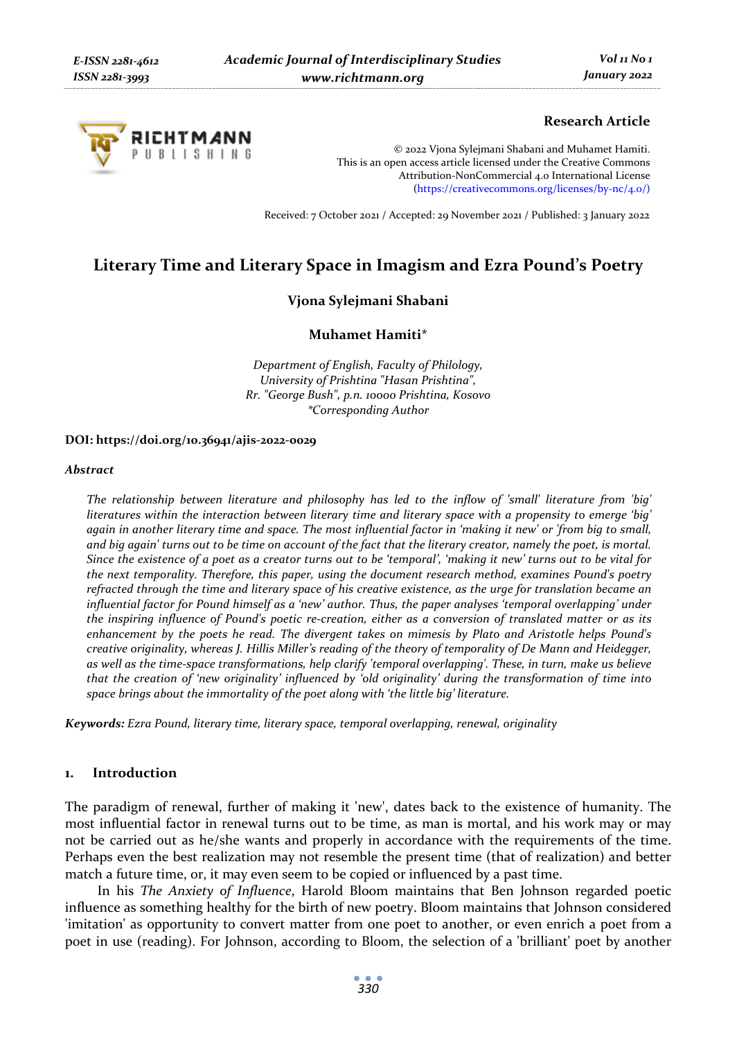**Research Article**

© 2022 Vjona Sylejmani Shabani and Muhamet Hamiti.
This is an open access article licensed under the Creative Commons Attribution-NonCommercial 4.0 International License (https://creativecommons.org/licenses/by-nc/4.0/)

Received: 7 October 2021 / Accepted: 29 November 2021 / Published: 3 January 2022

# Literary Time and Literary Space in Imagism and Ezra Pound's Poetry

**Vjona Sylejmani Shabani**

**Muhamet Hamiti***

*Department of English, Faculty of Philology,*
*University of Prishtina "Hasan Prishtina",*
*Rr. "George Bush", p.n. 10000 Prishtina, Kosovo*
*\*Corresponding Author*

**DOI: https://doi.org/10.36941/ajis-2022-0029**

***Abstract***

*The relationship between literature and philosophy has led to the inflow of 'small' literature from 'big' literatures within the interaction between literary time and literary space with a propensity to emerge 'big' again in another literary time and space. The most influential factor in 'making it new' or 'from big to small, and big again' turns out to be time on account of the fact that the literary creator, namely the poet, is mortal. Since the existence of a poet as a creator turns out to be 'temporal', 'making it new' turns out to be vital for the next temporality. Therefore, this paper, using the document research method, examines Pound's poetry refracted through the time and literary space of his creative existence, as the urge for translation became an influential factor for Pound himself as a 'new' author. Thus, the paper analyses 'temporal overlapping' under the inspiring influence of Pound's poetic re-creation, either as a conversion of translated matter or as its enhancement by the poets he read. The divergent takes on mimesis by Plato and Aristotle helps Pound's creative originality, whereas J. Hillis Miller's reading of the theory of temporality of De Mann and Heidegger, as well as the time-space transformations, help clarify 'temporal overlapping'. These, in turn, make us believe that the creation of 'new originality' influenced by 'old originality' during the transformation of time into space brings about the immortality of the poet along with 'the little big' literature.*

***Keywords:*** *Ezra Pound, literary time, literary space, temporal overlapping, renewal, originality*

## 1. Introduction

The paradigm of renewal, further of making it 'new', dates back to the existence of humanity. The most influential factor in renewal turns out to be time, as man is mortal, and his work may or may not be carried out as he/she wants and properly in accordance with the requirements of the time. Perhaps even the best realization may not resemble the present time (that of realization) and better match a future time, or, it may even seem to be copied or influenced by a past time.

In his *The Anxiety of Influence*, Harold Bloom maintains that Ben Johnson regarded poetic influence as something healthy for the birth of new poetry. Bloom maintains that Johnson considered 'imitation' as opportunity to convert matter from one poet to another, or even enrich a poet from a poet in use (reading). For Johnson, according to Bloom, the selection of a 'brilliant' poet by another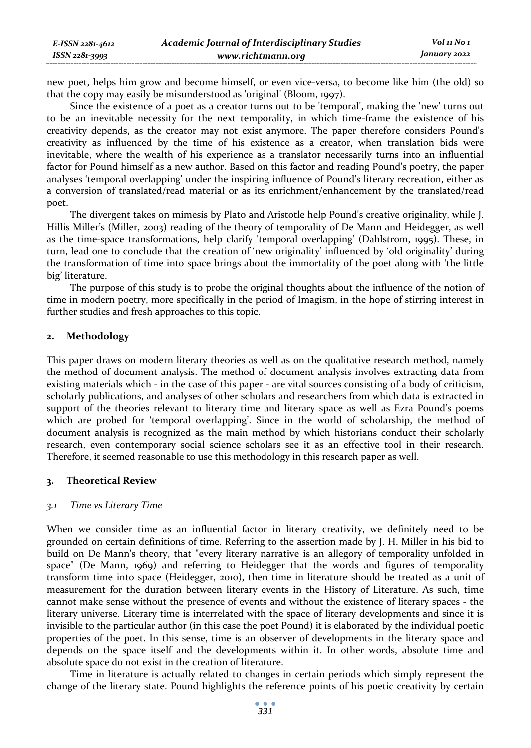new poet, helps him grow and become himself, or even vice-versa, to become like him (the old) so that the copy may easily be misunderstood as 'original' (Bloom, 1997).

Since the existence of a poet as a creator turns out to be 'temporal', making the 'new' turns out to be an inevitable necessity for the next temporality, in which time-frame the existence of his creativity depends, as the creator may not exist anymore. The paper therefore considers Pound's creativity as influenced by the time of his existence as a creator, when translation bids were inevitable, where the wealth of his experience as a translator necessarily turns into an influential factor for Pound himself as a new author. Based on this factor and reading Pound's poetry, the paper analyses 'temporal overlapping' under the inspiring influence of Pound's literary recreation, either as a conversion of translated/read material or as its enrichment/enhancement by the translated/read poet.

The divergent takes on mimesis by Plato and Aristotle help Pound's creative originality, while J. Hillis Miller's (Miller, 2003) reading of the theory of temporality of De Mann and Heidegger, as well as the time-space transformations, help clarify 'temporal overlapping' (Dahlstrom, 1995). These, in turn, lead one to conclude that the creation of 'new originality' influenced by 'old originality' during the transformation of time into space brings about the immortality of the poet along with 'the little big' literature.

The purpose of this study is to probe the original thoughts about the influence of the notion of time in modern poetry, more specifically in the period of Imagism, in the hope of stirring interest in further studies and fresh approaches to this topic.

## 2. Methodology

This paper draws on modern literary theories as well as on the qualitative research method, namely the method of document analysis. The method of document analysis involves extracting data from existing materials which - in the case of this paper - are vital sources consisting of a body of criticism, scholarly publications, and analyses of other scholars and researchers from which data is extracted in support of the theories relevant to literary time and literary space as well as Ezra Pound's poems which are probed for 'temporal overlapping'. Since in the world of scholarship, the method of document analysis is recognized as the main method by which historians conduct their scholarly research, even contemporary social science scholars see it as an effective tool in their research. Therefore, it seemed reasonable to use this methodology in this research paper as well.

## 3. Theoretical Review

### *3.1 Time vs Literary Time*

When we consider time as an influential factor in literary creativity, we definitely need to be grounded on certain definitions of time. Referring to the assertion made by J. H. Miller in his bid to build on De Mann's theory, that "every literary narrative is an allegory of temporality unfolded in space" (De Mann, 1969) and referring to Heidegger that the words and figures of temporality transform time into space (Heidegger, 2010), then time in literature should be treated as a unit of measurement for the duration between literary events in the History of Literature. As such, time cannot make sense without the presence of events and without the existence of literary spaces - the literary universe. Literary time is interrelated with the space of literary developments and since it is invisible to the particular author (in this case the poet Pound) it is elaborated by the individual poetic properties of the poet. In this sense, time is an observer of developments in the literary space and depends on the space itself and the developments within it. In other words, absolute time and absolute space do not exist in the creation of literature.

Time in literature is actually related to changes in certain periods which simply represent the change of the literary state. Pound highlights the reference points of his poetic creativity by certain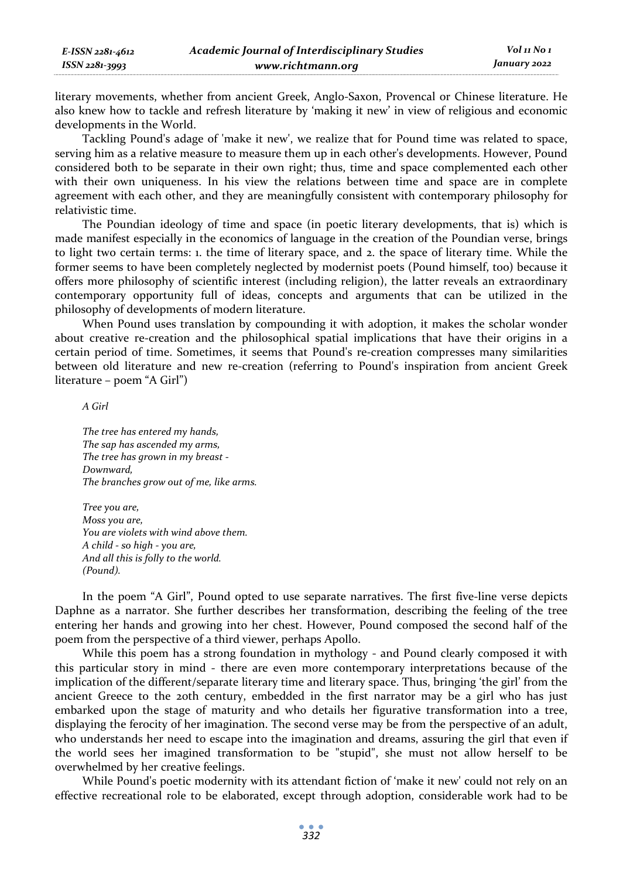literary movements, whether from ancient Greek, Anglo-Saxon, Provencal or Chinese literature. He also knew how to tackle and refresh literature by 'making it new' in view of religious and economic developments in the World.

Tackling Pound's adage of 'make it new', we realize that for Pound time was related to space, serving him as a relative measure to measure them up in each other's developments. However, Pound considered both to be separate in their own right; thus, time and space complemented each other with their own uniqueness. In his view the relations between time and space are in complete agreement with each other, and they are meaningfully consistent with contemporary philosophy for relativistic time.

The Poundian ideology of time and space (in poetic literary developments, that is) which is made manifest especially in the economics of language in the creation of the Poundian verse, brings to light two certain terms: 1. the time of literary space, and 2. the space of literary time. While the former seems to have been completely neglected by modernist poets (Pound himself, too) because it offers more philosophy of scientific interest (including religion), the latter reveals an extraordinary contemporary opportunity full of ideas, concepts and arguments that can be utilized in the philosophy of developments of modern literature.

When Pound uses translation by compounding it with adoption, it makes the scholar wonder about creative re-creation and the philosophical spatial implications that have their origins in a certain period of time. Sometimes, it seems that Pound's re-creation compresses many similarities between old literature and new re-creation (referring to Pound's inspiration from ancient Greek literature – poem "A Girl")

*A Girl*

*The tree has entered my hands,*
*The sap has ascended my arms,*
*The tree has grown in my breast -*
*Downward,*
*The branches grow out of me, like arms.*

*Tree you are,*
*Moss you are,*
*You are violets with wind above them.*
*A child - so high - you are,*
*And all this is folly to the world.*
*(Pound).*

In the poem "A Girl", Pound opted to use separate narratives. The first five-line verse depicts Daphne as a narrator. She further describes her transformation, describing the feeling of the tree entering her hands and growing into her chest. However, Pound composed the second half of the poem from the perspective of a third viewer, perhaps Apollo.

While this poem has a strong foundation in mythology - and Pound clearly composed it with this particular story in mind - there are even more contemporary interpretations because of the implication of the different/separate literary time and literary space. Thus, bringing 'the girl' from the ancient Greece to the 20th century, embedded in the first narrator may be a girl who has just embarked upon the stage of maturity and who details her figurative transformation into a tree, displaying the ferocity of her imagination. The second verse may be from the perspective of an adult, who understands her need to escape into the imagination and dreams, assuring the girl that even if the world sees her imagined transformation to be "stupid", she must not allow herself to be overwhelmed by her creative feelings.

While Pound's poetic modernity with its attendant fiction of 'make it new' could not rely on an effective recreational role to be elaborated, except through adoption, considerable work had to be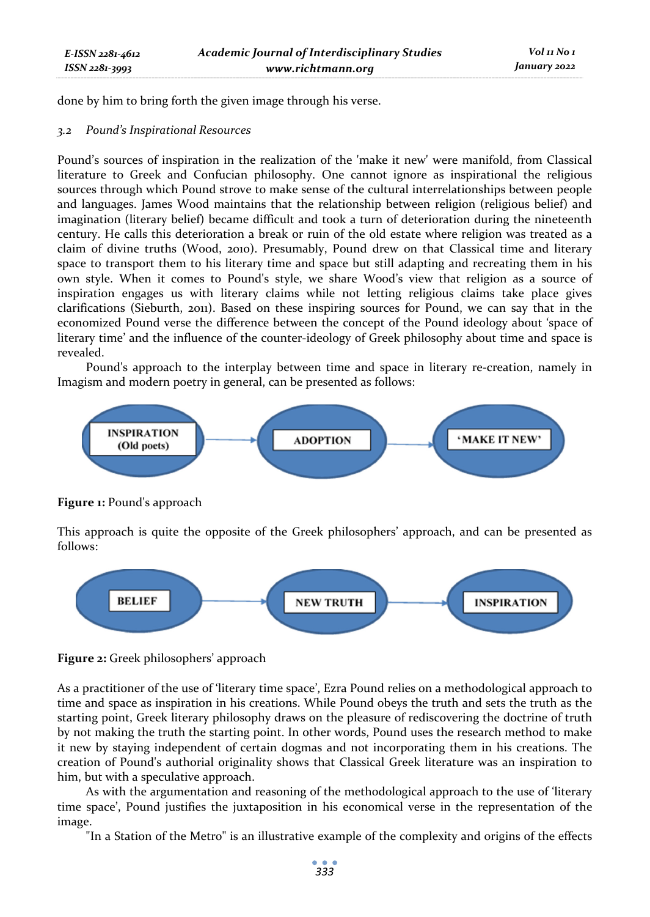done by him to bring forth the given image through his verse.

### 3.2 *Pound's Inspirational Resources*

Pound's sources of inspiration in the realization of the 'make it new' were manifold, from Classical literature to Greek and Confucian philosophy. One cannot ignore as inspirational the religious sources through which Pound strove to make sense of the cultural interrelationships between people and languages. James Wood maintains that the relationship between religion (religious belief) and imagination (literary belief) became difficult and took a turn of deterioration during the nineteenth century. He calls this deterioration a break or ruin of the old estate where religion was treated as a claim of divine truths (Wood, 2010). Presumably, Pound drew on that Classical time and literary space to transport them to his literary time and space but still adapting and recreating them in his own style. When it comes to Pound's style, we share Wood's view that religion as a source of inspiration engages us with literary claims while not letting religious claims take place gives clarifications (Sieburth, 2011). Based on these inspiring sources for Pound, we can say that in the economized Pound verse the difference between the concept of the Pound ideology about 'space of literary time' and the influence of the counter-ideology of Greek philosophy about time and space is revealed.

Pound's approach to the interplay between time and space in literary re-creation, namely in Imagism and modern poetry in general, can be presented as follows:

INSPIRATION (Old poets) → ADOPTION → 'MAKE IT NEW'

**Figure 1:** Pound's approach

This approach is quite the opposite of the Greek philosophers' approach, and can be presented as follows:

BELIEF → NEW TRUTH → INSPIRATION

**Figure 2:** Greek philosophers' approach

As a practitioner of the use of 'literary time space', Ezra Pound relies on a methodological approach to time and space as inspiration in his creations. While Pound obeys the truth and sets the truth as the starting point, Greek literary philosophy draws on the pleasure of rediscovering the doctrine of truth by not making the truth the starting point. In other words, Pound uses the research method to make it new by staying independent of certain dogmas and not incorporating them in his creations. The creation of Pound's authorial originality shows that Classical Greek literature was an inspiration to him, but with a speculative approach.

As with the argumentation and reasoning of the methodological approach to the use of 'literary time space', Pound justifies the juxtaposition in his economical verse in the representation of the image.

"In a Station of the Metro" is an illustrative example of the complexity and origins of the effects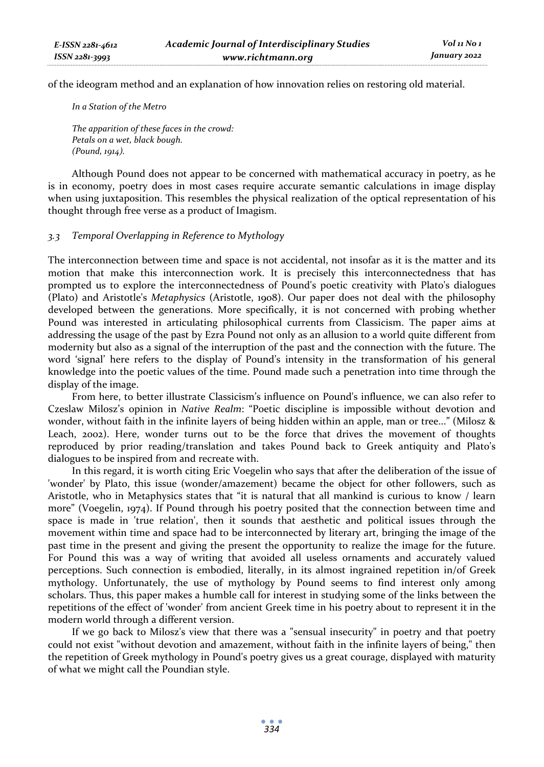of the ideogram method and an explanation of how innovation relies on restoring old material.

*In a Station of the Metro*

*The apparition of these faces in the crowd:*
*Petals on a wet, black bough.*
*(Pound, 1914).*

Although Pound does not appear to be concerned with mathematical accuracy in poetry, as he is in economy, poetry does in most cases require accurate semantic calculations in image display when using juxtaposition. This resembles the physical realization of the optical representation of his thought through free verse as a product of Imagism.

### *3.3 Temporal Overlapping in Reference to Mythology*

The interconnection between time and space is not accidental, not insofar as it is the matter and its motion that make this interconnection work. It is precisely this interconnectedness that has prompted us to explore the interconnectedness of Pound's poetic creativity with Plato's dialogues (Plato) and Aristotle's *Metaphysics* (Aristotle, 1908). Our paper does not deal with the philosophy developed between the generations. More specifically, it is not concerned with probing whether Pound was interested in articulating philosophical currents from Classicism. The paper aims at addressing the usage of the past by Ezra Pound not only as an allusion to a world quite different from modernity but also as a signal of the interruption of the past and the connection with the future. The word 'signal' here refers to the display of Pound's intensity in the transformation of his general knowledge into the poetic values of the time. Pound made such a penetration into time through the display of the image.

From here, to better illustrate Classicism's influence on Pound's influence, we can also refer to Czeslaw Milosz's opinion in *Native Realm*: "Poetic discipline is impossible without devotion and wonder, without faith in the infinite layers of being hidden within an apple, man or tree..." (Milosz & Leach, 2002). Here, wonder turns out to be the force that drives the movement of thoughts reproduced by prior reading/translation and takes Pound back to Greek antiquity and Plato's dialogues to be inspired from and recreate with.

In this regard, it is worth citing Eric Voegelin who says that after the deliberation of the issue of 'wonder' by Plato, this issue (wonder/amazement) became the object for other followers, such as Aristotle, who in Metaphysics states that "it is natural that all mankind is curious to know / learn more" (Voegelin, 1974). If Pound through his poetry posited that the connection between time and space is made in 'true relation', then it sounds that aesthetic and political issues through the movement within time and space had to be interconnected by literary art, bringing the image of the past time in the present and giving the present the opportunity to realize the image for the future. For Pound this was a way of writing that avoided all useless ornaments and accurately valued perceptions. Such connection is embodied, literally, in its almost ingrained repetition in/of Greek mythology. Unfortunately, the use of mythology by Pound seems to find interest only among scholars. Thus, this paper makes a humble call for interest in studying some of the links between the repetitions of the effect of 'wonder' from ancient Greek time in his poetry about to represent it in the modern world through a different version.

If we go back to Milosz's view that there was a "sensual insecurity" in poetry and that poetry could not exist "without devotion and amazement, without faith in the infinite layers of being," then the repetition of Greek mythology in Pound's poetry gives us a great courage, displayed with maturity of what we might call the Poundian style.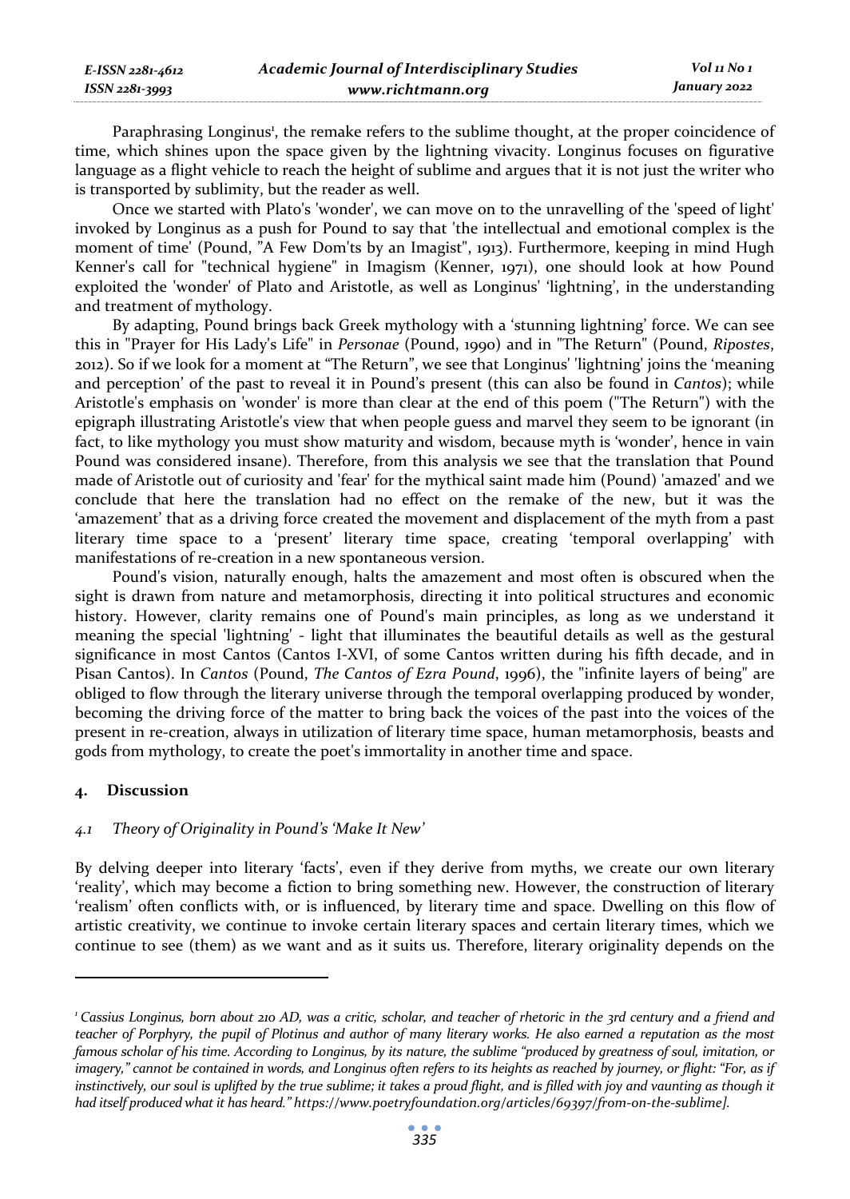Paraphrasing Longinus[1], the remake refers to the sublime thought, at the proper coincidence of time, which shines upon the space given by the lightning vivacity. Longinus focuses on figurative language as a flight vehicle to reach the height of sublime and argues that it is not just the writer who is transported by sublimity, but the reader as well.

Once we started with Plato's 'wonder', we can move on to the unravelling of the 'speed of light' invoked by Longinus as a push for Pound to say that 'the intellectual and emotional complex is the moment of time' (Pound, "A Few Dom'ts by an Imagist", 1913). Furthermore, keeping in mind Hugh Kenner's call for "technical hygiene" in Imagism (Kenner, 1971), one should look at how Pound exploited the 'wonder' of Plato and Aristotle, as well as Longinus' 'lightning', in the understanding and treatment of mythology.

By adapting, Pound brings back Greek mythology with a 'stunning lightning' force. We can see this in "Prayer for His Lady's Life" in *Personae* (Pound, 1990) and in "The Return" (Pound, *Ripostes*, 2012). So if we look for a moment at "The Return", we see that Longinus' 'lightning' joins the 'meaning and perception' of the past to reveal it in Pound's present (this can also be found in *Cantos*); while Aristotle's emphasis on 'wonder' is more than clear at the end of this poem ("The Return") with the epigraph illustrating Aristotle's view that when people guess and marvel they seem to be ignorant (in fact, to like mythology you must show maturity and wisdom, because myth is 'wonder', hence in vain Pound was considered insane). Therefore, from this analysis we see that the translation that Pound made of Aristotle out of curiosity and 'fear' for the mythical saint made him (Pound) 'amazed' and we conclude that here the translation had no effect on the remake of the new, but it was the 'amazement' that as a driving force created the movement and displacement of the myth from a past literary time space to a 'present' literary time space, creating 'temporal overlapping' with manifestations of re-creation in a new spontaneous version.

Pound's vision, naturally enough, halts the amazement and most often is obscured when the sight is drawn from nature and metamorphosis, directing it into political structures and economic history. However, clarity remains one of Pound's main principles, as long as we understand it meaning the special 'lightning' - light that illuminates the beautiful details as well as the gestural significance in most Cantos (Cantos I-XVI, of some Cantos written during his fifth decade, and in Pisan Cantos). In *Cantos* (Pound, *The Cantos of Ezra Pound*, 1996), the "infinite layers of being" are obliged to flow through the literary universe through the temporal overlapping produced by wonder, becoming the driving force of the matter to bring back the voices of the past into the voices of the present in re-creation, always in utilization of literary time space, human metamorphosis, beasts and gods from mythology, to create the poet's immortality in another time and space.

## 4. Discussion

### 4.1 Theory of Originality in Pound's 'Make It New'

By delving deeper into literary 'facts', even if they derive from myths, we create our own literary 'reality', which may become a fiction to bring something new. However, the construction of literary 'realism' often conflicts with, or is influenced, by literary time and space. Dwelling on this flow of artistic creativity, we continue to invoke certain literary spaces and certain literary times, which we continue to see (them) as we want and as it suits us. Therefore, literary originality depends on the

---

[1] *Cassius Longinus, born about 210 AD, was a critic, scholar, and teacher of rhetoric in the 3rd century and a friend and teacher of Porphyry, the pupil of Plotinus and author of many literary works. He also earned a reputation as the most famous scholar of his time. According to Longinus, by its nature, the sublime "produced by greatness of soul, imitation, or imagery," cannot be contained in words, and Longinus often refers to its heights as reached by journey, or flight: "For, as if instinctively, our soul is uplifted by the true sublime; it takes a proud flight, and is filled with joy and vaunting as though it had itself produced what it has heard." https://www.poetryfoundation.org/articles/69397/from-on-the-sublime].*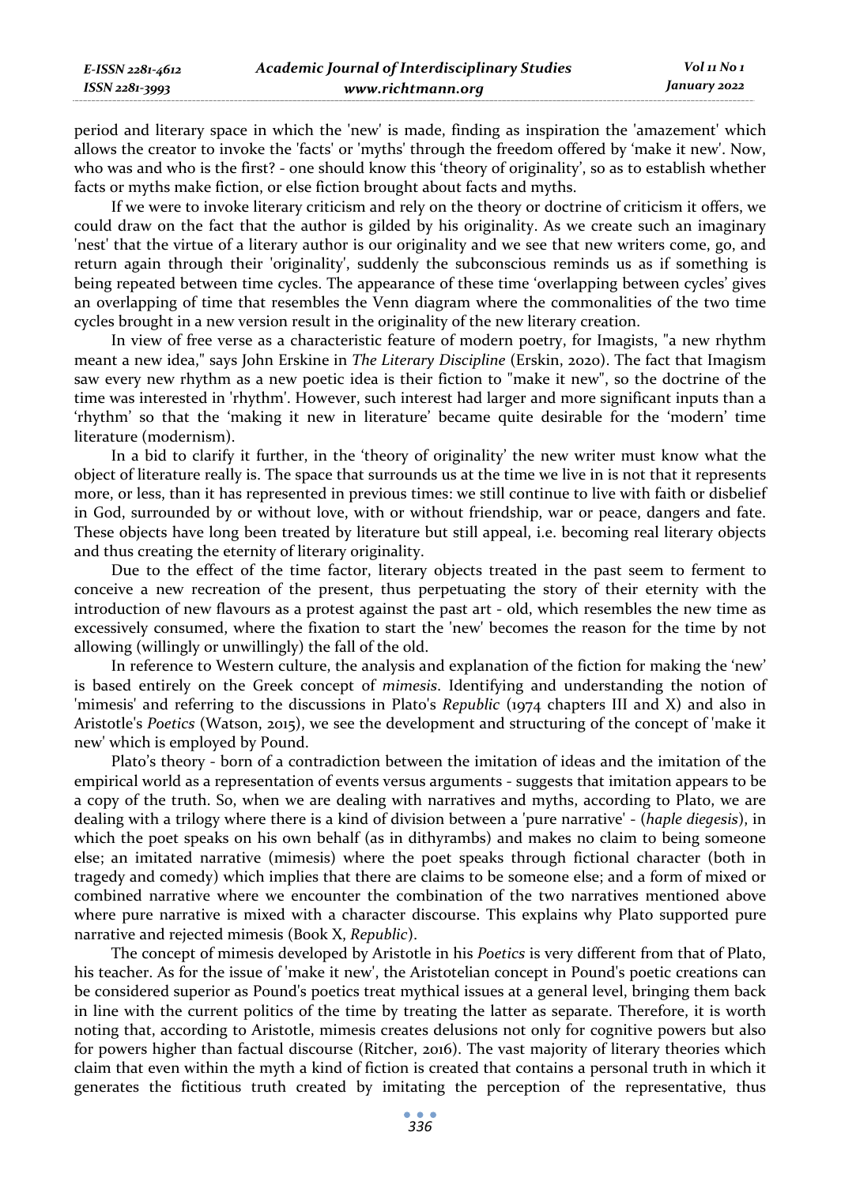period and literary space in which the 'new' is made, finding as inspiration the 'amazement' which allows the creator to invoke the 'facts' or 'myths' through the freedom offered by 'make it new'. Now, who was and who is the first? - one should know this 'theory of originality', so as to establish whether facts or myths make fiction, or else fiction brought about facts and myths.

If we were to invoke literary criticism and rely on the theory or doctrine of criticism it offers, we could draw on the fact that the author is gilded by his originality. As we create such an imaginary 'nest' that the virtue of a literary author is our originality and we see that new writers come, go, and return again through their 'originality', suddenly the subconscious reminds us as if something is being repeated between time cycles. The appearance of these time 'overlapping between cycles' gives an overlapping of time that resembles the Venn diagram where the commonalities of the two time cycles brought in a new version result in the originality of the new literary creation.

In view of free verse as a characteristic feature of modern poetry, for Imagists, "a new rhythm meant a new idea," says John Erskine in *The Literary Discipline* (Erskin, 2020). The fact that Imagism saw every new rhythm as a new poetic idea is their fiction to "make it new", so the doctrine of the time was interested in 'rhythm'. However, such interest had larger and more significant inputs than a 'rhythm' so that the 'making it new in literature' became quite desirable for the 'modern' time literature (modernism).

In a bid to clarify it further, in the 'theory of originality' the new writer must know what the object of literature really is. The space that surrounds us at the time we live in is not that it represents more, or less, than it has represented in previous times: we still continue to live with faith or disbelief in God, surrounded by or without love, with or without friendship, war or peace, dangers and fate. These objects have long been treated by literature but still appeal, i.e. becoming real literary objects and thus creating the eternity of literary originality.

Due to the effect of the time factor, literary objects treated in the past seem to ferment to conceive a new recreation of the present, thus perpetuating the story of their eternity with the introduction of new flavours as a protest against the past art - old, which resembles the new time as excessively consumed, where the fixation to start the 'new' becomes the reason for the time by not allowing (willingly or unwillingly) the fall of the old.

In reference to Western culture, the analysis and explanation of the fiction for making the 'new' is based entirely on the Greek concept of *mimesis*. Identifying and understanding the notion of 'mimesis' and referring to the discussions in Plato's *Republic* (1974 chapters III and X) and also in Aristotle's *Poetics* (Watson, 2015), we see the development and structuring of the concept of 'make it new' which is employed by Pound.

Plato's theory - born of a contradiction between the imitation of ideas and the imitation of the empirical world as a representation of events versus arguments - suggests that imitation appears to be a copy of the truth. So, when we are dealing with narratives and myths, according to Plato, we are dealing with a trilogy where there is a kind of division between a 'pure narrative' - (*haple diegesis*), in which the poet speaks on his own behalf (as in dithyrambs) and makes no claim to being someone else; an imitated narrative (mimesis) where the poet speaks through fictional character (both in tragedy and comedy) which implies that there are claims to be someone else; and a form of mixed or combined narrative where we encounter the combination of the two narratives mentioned above where pure narrative is mixed with a character discourse. This explains why Plato supported pure narrative and rejected mimesis (Book X, *Republic*).

The concept of mimesis developed by Aristotle in his *Poetics* is very different from that of Plato, his teacher. As for the issue of 'make it new', the Aristotelian concept in Pound's poetic creations can be considered superior as Pound's poetics treat mythical issues at a general level, bringing them back in line with the current politics of the time by treating the latter as separate. Therefore, it is worth noting that, according to Aristotle, mimesis creates delusions not only for cognitive powers but also for powers higher than factual discourse (Ritcher, 2016). The vast majority of literary theories which claim that even within the myth a kind of fiction is created that contains a personal truth in which it generates the fictitious truth created by imitating the perception of the representative, thus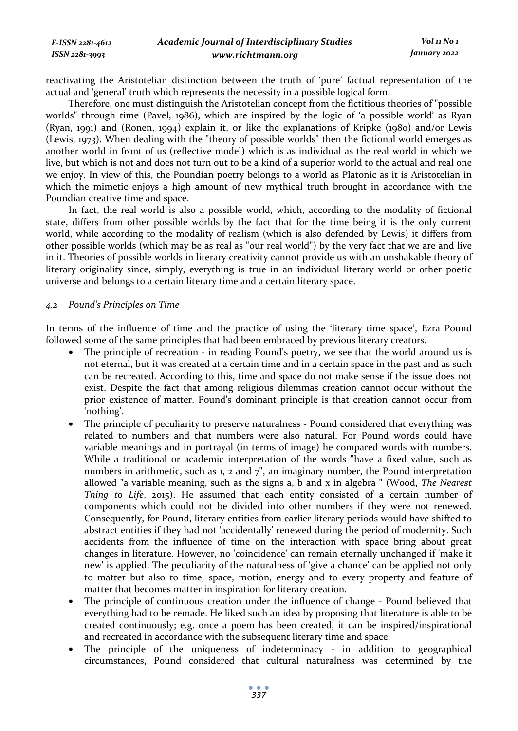reactivating the Aristotelian distinction between the truth of 'pure' factual representation of the actual and 'general' truth which represents the necessity in a possible logical form.

Therefore, one must distinguish the Aristotelian concept from the fictitious theories of "possible worlds" through time (Pavel, 1986), which are inspired by the logic of 'a possible world' as Ryan (Ryan, 1991) and (Ronen, 1994) explain it, or like the explanations of Kripke (1980) and/or Lewis (Lewis, 1973). When dealing with the "theory of possible worlds" then the fictional world emerges as another world in front of us (reflective model) which is as individual as the real world in which we live, but which is not and does not turn out to be a kind of a superior world to the actual and real one we enjoy. In view of this, the Poundian poetry belongs to a world as Platonic as it is Aristotelian in which the mimetic enjoys a high amount of new mythical truth brought in accordance with the Poundian creative time and space.

In fact, the real world is also a possible world, which, according to the modality of fictional state, differs from other possible worlds by the fact that for the time being it is the only current world, while according to the modality of realism (which is also defended by Lewis) it differs from other possible worlds (which may be as real as "our real world") by the very fact that we are and live in it. Theories of possible worlds in literary creativity cannot provide us with an unshakable theory of literary originality since, simply, everything is true in an individual literary world or other poetic universe and belongs to a certain literary time and a certain literary space.

### *4.2 Pound's Principles on Time*

In terms of the influence of time and the practice of using the 'literary time space', Ezra Pound followed some of the same principles that had been embraced by previous literary creators.

- The principle of recreation - in reading Pound's poetry, we see that the world around us is not eternal, but it was created at a certain time and in a certain space in the past and as such can be recreated. According to this, time and space do not make sense if the issue does not exist. Despite the fact that among religious dilemmas creation cannot occur without the prior existence of matter, Pound's dominant principle is that creation cannot occur from 'nothing'.
- The principle of peculiarity to preserve naturalness - Pound considered that everything was related to numbers and that numbers were also natural. For Pound words could have variable meanings and in portrayal (in terms of image) he compared words with numbers. While a traditional or academic interpretation of the words "have a fixed value, such as numbers in arithmetic, such as 1, 2 and 7", an imaginary number, the Pound interpretation allowed "a variable meaning, such as the signs a, b and x in algebra " (Wood, *The Nearest Thing to Life*, 2015). He assumed that each entity consisted of a certain number of components which could not be divided into other numbers if they were not renewed. Consequently, for Pound, literary entities from earlier literary periods would have shifted to abstract entities if they had not 'accidentally' renewed during the period of modernity. Such accidents from the influence of time on the interaction with space bring about great changes in literature. However, no 'coincidence' can remain eternally unchanged if 'make it new' is applied. The peculiarity of the naturalness of 'give a chance' can be applied not only to matter but also to time, space, motion, energy and to every property and feature of matter that becomes matter in inspiration for literary creation.
- The principle of continuous creation under the influence of change - Pound believed that everything had to be remade. He liked such an idea by proposing that literature is able to be created continuously; e.g. once a poem has been created, it can be inspired/inspirational and recreated in accordance with the subsequent literary time and space.
- The principle of the uniqueness of indeterminacy - in addition to geographical circumstances, Pound considered that cultural naturalness was determined by the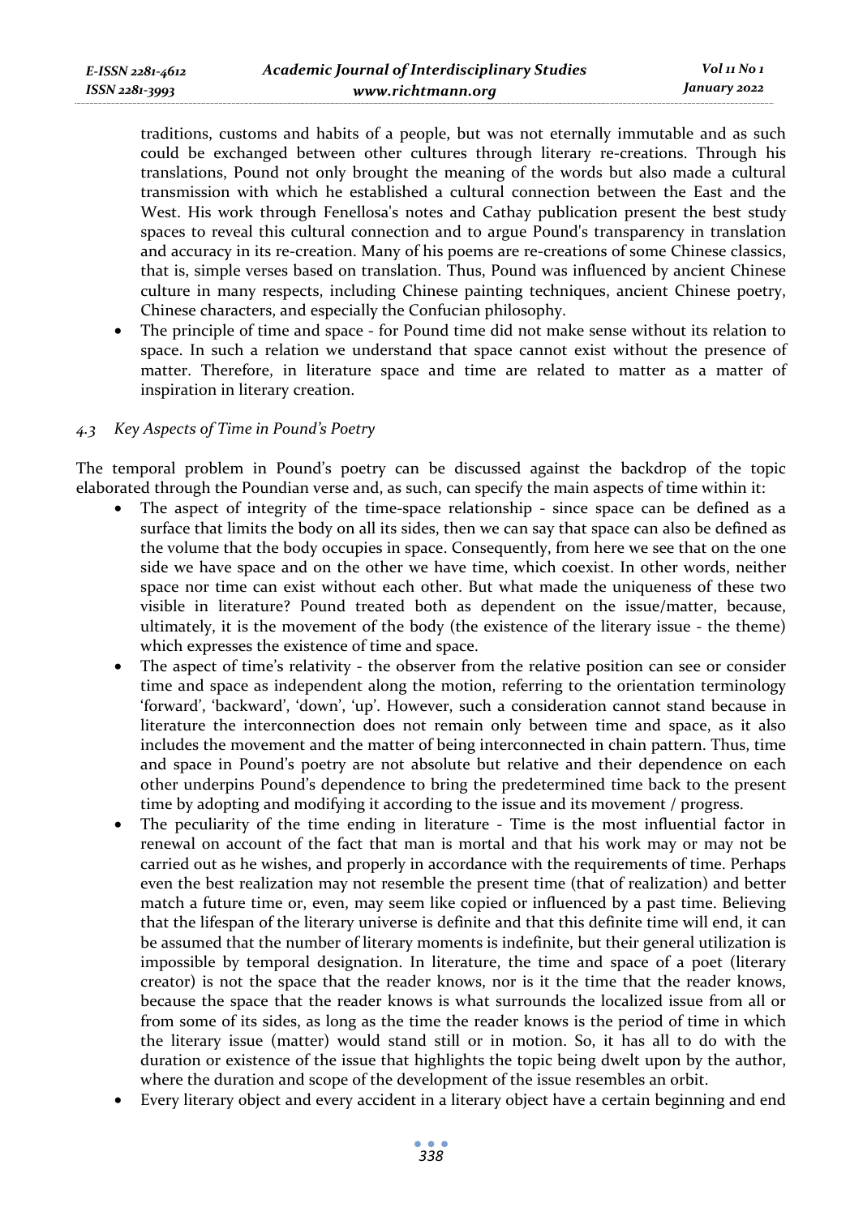traditions, customs and habits of a people, but was not eternally immutable and as such could be exchanged between other cultures through literary re-creations. Through his translations, Pound not only brought the meaning of the words but also made a cultural transmission with which he established a cultural connection between the East and the West. His work through Fenellosa's notes and Cathay publication present the best study spaces to reveal this cultural connection and to argue Pound's transparency in translation and accuracy in its re-creation. Many of his poems are re-creations of some Chinese classics, that is, simple verses based on translation. Thus, Pound was influenced by ancient Chinese culture in many respects, including Chinese painting techniques, ancient Chinese poetry, Chinese characters, and especially the Confucian philosophy.

- The principle of time and space - for Pound time did not make sense without its relation to space. In such a relation we understand that space cannot exist without the presence of matter. Therefore, in literature space and time are related to matter as a matter of inspiration in literary creation.

### *4.3 Key Aspects of Time in Pound's Poetry*

The temporal problem in Pound's poetry can be discussed against the backdrop of the topic elaborated through the Poundian verse and, as such, can specify the main aspects of time within it:

- The aspect of integrity of the time-space relationship - since space can be defined as a surface that limits the body on all its sides, then we can say that space can also be defined as the volume that the body occupies in space. Consequently, from here we see that on the one side we have space and on the other we have time, which coexist. In other words, neither space nor time can exist without each other. But what made the uniqueness of these two visible in literature? Pound treated both as dependent on the issue/matter, because, ultimately, it is the movement of the body (the existence of the literary issue - the theme) which expresses the existence of time and space.
- The aspect of time's relativity - the observer from the relative position can see or consider time and space as independent along the motion, referring to the orientation terminology 'forward', 'backward', 'down', 'up'. However, such a consideration cannot stand because in literature the interconnection does not remain only between time and space, as it also includes the movement and the matter of being interconnected in chain pattern. Thus, time and space in Pound's poetry are not absolute but relative and their dependence on each other underpins Pound's dependence to bring the predetermined time back to the present time by adopting and modifying it according to the issue and its movement / progress.
- The peculiarity of the time ending in literature - Time is the most influential factor in renewal on account of the fact that man is mortal and that his work may or may not be carried out as he wishes, and properly in accordance with the requirements of time. Perhaps even the best realization may not resemble the present time (that of realization) and better match a future time or, even, may seem like copied or influenced by a past time. Believing that the lifespan of the literary universe is definite and that this definite time will end, it can be assumed that the number of literary moments is indefinite, but their general utilization is impossible by temporal designation. In literature, the time and space of a poet (literary creator) is not the space that the reader knows, nor is it the time that the reader knows, because the space that the reader knows is what surrounds the localized issue from all or from some of its sides, as long as the time the reader knows is the period of time in which the literary issue (matter) would stand still or in motion. So, it has all to do with the duration or existence of the issue that highlights the topic being dwelt upon by the author, where the duration and scope of the development of the issue resembles an orbit.
- Every literary object and every accident in a literary object have a certain beginning and end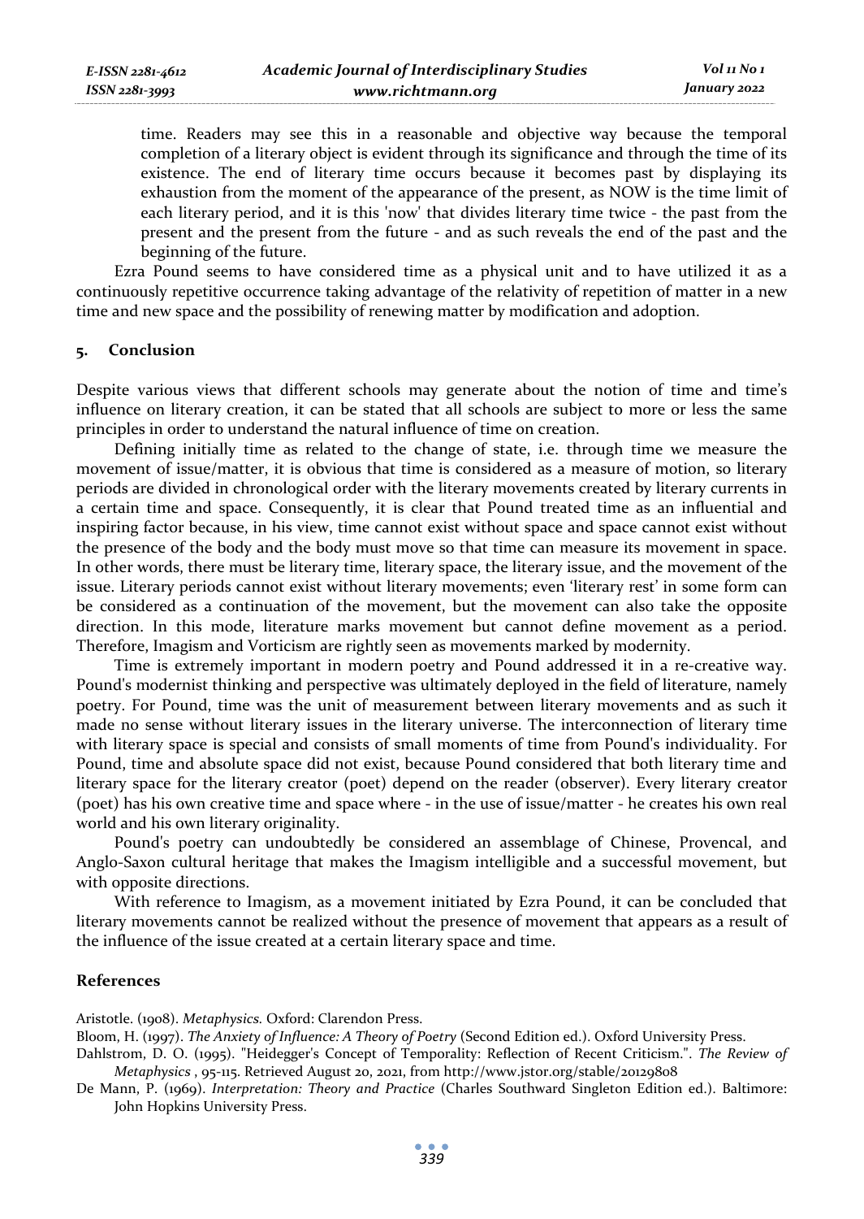time. Readers may see this in a reasonable and objective way because the temporal completion of a literary object is evident through its significance and through the time of its existence. The end of literary time occurs because it becomes past by displaying its exhaustion from the moment of the appearance of the present, as NOW is the time limit of each literary period, and it is this 'now' that divides literary time twice - the past from the present and the present from the future - and as such reveals the end of the past and the beginning of the future.

Ezra Pound seems to have considered time as a physical unit and to have utilized it as a continuously repetitive occurrence taking advantage of the relativity of repetition of matter in a new time and new space and the possibility of renewing matter by modification and adoption.

## 5. Conclusion

Despite various views that different schools may generate about the notion of time and time's influence on literary creation, it can be stated that all schools are subject to more or less the same principles in order to understand the natural influence of time on creation.

Defining initially time as related to the change of state, i.e. through time we measure the movement of issue/matter, it is obvious that time is considered as a measure of motion, so literary periods are divided in chronological order with the literary movements created by literary currents in a certain time and space. Consequently, it is clear that Pound treated time as an influential and inspiring factor because, in his view, time cannot exist without space and space cannot exist without the presence of the body and the body must move so that time can measure its movement in space. In other words, there must be literary time, literary space, the literary issue, and the movement of the issue. Literary periods cannot exist without literary movements; even 'literary rest' in some form can be considered as a continuation of the movement, but the movement can also take the opposite direction. In this mode, literature marks movement but cannot define movement as a period. Therefore, Imagism and Vorticism are rightly seen as movements marked by modernity.

Time is extremely important in modern poetry and Pound addressed it in a re-creative way. Pound's modernist thinking and perspective was ultimately deployed in the field of literature, namely poetry. For Pound, time was the unit of measurement between literary movements and as such it made no sense without literary issues in the literary universe. The interconnection of literary time with literary space is special and consists of small moments of time from Pound's individuality. For Pound, time and absolute space did not exist, because Pound considered that both literary time and literary space for the literary creator (poet) depend on the reader (observer). Every literary creator (poet) has his own creative time and space where - in the use of issue/matter - he creates his own real world and his own literary originality.

Pound's poetry can undoubtedly be considered an assemblage of Chinese, Provencal, and Anglo-Saxon cultural heritage that makes the Imagism intelligible and a successful movement, but with opposite directions.

With reference to Imagism, as a movement initiated by Ezra Pound, it can be concluded that literary movements cannot be realized without the presence of movement that appears as a result of the influence of the issue created at a certain literary space and time.

## References

Aristotle. (1908). *Metaphysics.* Oxford: Clarendon Press.

Bloom, H. (1997). *The Anxiety of Influence: A Theory of Poetry* (Second Edition ed.). Oxford University Press.

Dahlstrom, D. O. (1995). "Heidegger's Concept of Temporality: Reflection of Recent Criticism.". *The Review of Metaphysics* , 95-115. Retrieved August 20, 2021, from http://www.jstor.org/stable/20129808

De Mann, P. (1969). *Interpretation: Theory and Practice* (Charles Southward Singleton Edition ed.). Baltimore: John Hopkins University Press.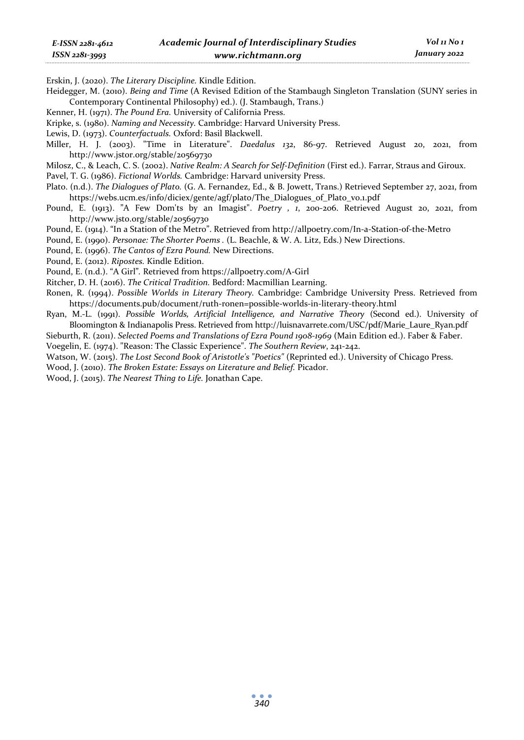Erskin, J. (2020). *The Literary Discipline.* Kindle Edition.

Heidegger, M. (2010). *Being and Time* (A Revised Edition of the Stambaugh Singleton Translation (SUNY series in Contemporary Continental Philosophy) ed.). (J. Stambaugh, Trans.)

Kenner, H. (1971). *The Pound Era.* University of California Press.

Kripke, s. (1980). *Naming and Necessity.* Cambridge: Harvard University Press.

Lewis, D. (1973). *Counterfactuals.* Oxford: Basil Blackwell.

Miller, H. J. (2003). "Time in Literature". *Daedalus 132*, 86-97. Retrieved August 20, 2021, from http://www.jstor.org/stable/20569730

Milosz, C., & Leach, C. S. (2002). *Native Realm: A Search for Self-Definition* (First ed.). Farrar, Straus and Giroux.

Pavel, T. G. (1986). *Fictional Worlds.* Cambridge: Harvard university Press.

Plato. (n.d.). *The Dialogues of Plato.* (G. A. Fernandez, Ed., & B. Jowett, Trans.) Retrieved September 27, 2021, from https://webs.ucm.es/info/diciex/gente/agf/plato/The_Dialogues_of_Plato_v0.1.pdf

Pound, E. (1913). "A Few Dom'ts by an Imagist". *Poetry , 1*, 200-206. Retrieved August 20, 2021, from http://www.jsto.org/stable/20569730

Pound, E. (1914). "In a Station of the Metro". Retrieved from http://allpoetry.com/In-a-Station-of-the-Metro

Pound, E. (1990). *Personae: The Shorter Poems .* (L. Beachle, & W. A. Litz, Eds.) New Directions.

Pound, E. (1996). *The Cantos of Ezra Pound.* New Directions.

Pound, E. (2012). *Ripostes.* Kindle Edition.

Pound, E. (n.d.). "A Girl". Retrieved from https://allpoetry.com/A-Girl

Ritcher, D. H. (2016). *The Critical Tradition.* Bedford: Macmillian Learning.

Ronen, R. (1994). *Possible Worlds in Literary Theory.* Cambridge: Cambridge University Press. Retrieved from https://documents.pub/document/ruth-ronen=possible-worlds-in-literary-theory.html

Ryan, M.-L. (1991). *Possible Worlds, Artificial Intelligence, and Narrative Theory* (Second ed.). University of Bloomington & Indianapolis Press. Retrieved from http://luisnavarrete.com/USC/pdf/Marie_Laure_Ryan.pdf

Sieburth, R. (2011). *Selected Poems and Translations of Ezra Pound 1908-1969* (Main Edition ed.). Faber & Faber.

Voegelin, E. (1974). "Reason: The Classic Experience". *The Southern Review*, 241-242.

Watson, W. (2015). *The Lost Second Book of Aristotle's "Poetics"* (Reprinted ed.). University of Chicago Press.

Wood, J. (2010). *The Broken Estate: Essays on Literature and Belief.* Picador.

Wood, J. (2015). *The Nearest Thing to Life.* Jonathan Cape.